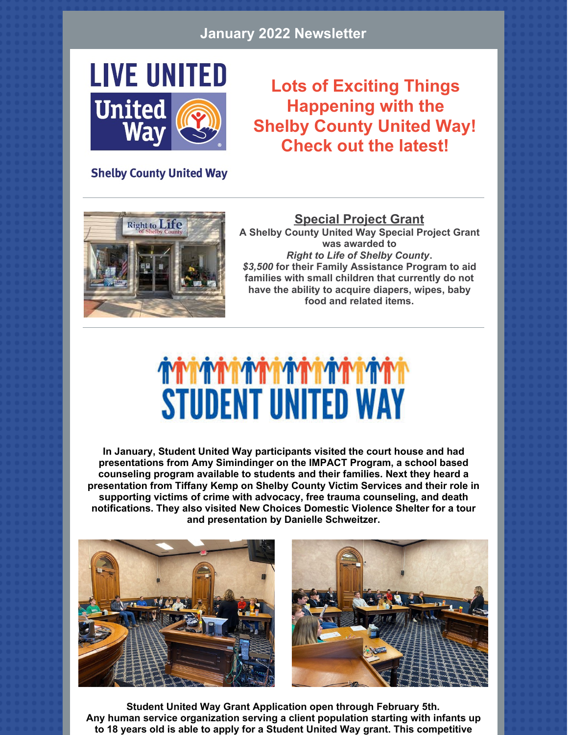## January 2022 Newsletter

LIVE UNITED

United Way

Shelby County United Way

# Lots of Exciting Things Happening with the Shelby County United Way! Check out the latest!

---

## Special Project Grant

**A Shelby County United Way Special Project Grant was awarded to *Right to Life of Shelby County*. *$3,500* for their Family Assistance Program to aid families with small children that currently do not have the ability to acquire diapers, wipes, baby food and related items.**

---

# STUDENT UNITED WAY

**In January, Student United Way participants visited the court house and had presentations from Amy Simindinger on the IMPACT Program, a school based counseling program available to students and their families. Next they heard a presentation from Tiffany Kemp on Shelby County Victim Services and their role in supporting victims of crime with advocacy, free trauma counseling, and death notifications. They also visited New Choices Domestic Violence Shelter for a tour and presentation by Danielle Schweitzer.**

**Student United Way Grant Application open through February 5th. Any human service organization serving a client population starting with infants up to 18 years old is able to apply for a Student United Way grant. This competitive**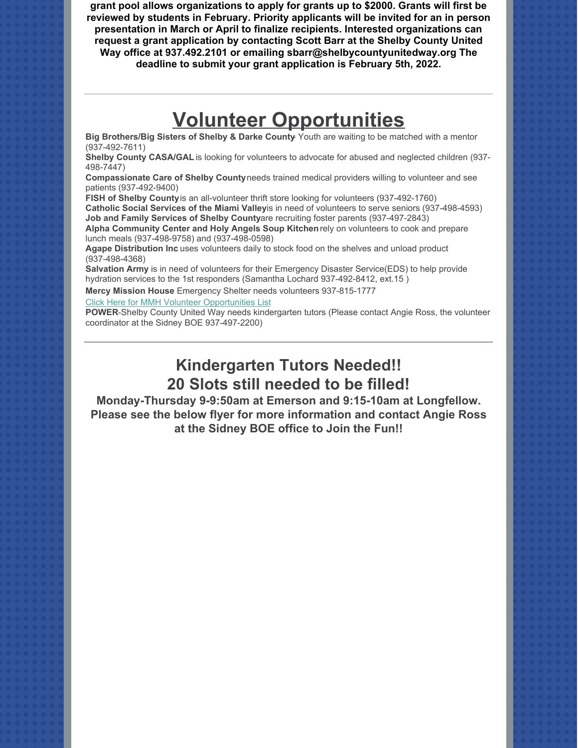**grant pool allows organizations to apply for grants up to $2000. Grants will first be reviewed by students in February. Priority applicants will be invited for an in person presentation in March or April to finalize recipients. Interested organizations can request a grant application by contacting Scott Barr at the Shelby County United Way office at 937.492.2101 or emailing sbarr@shelbycountyunitedway.org The deadline to submit your grant application is February 5th, 2022.**

---

# Volunteer Opportunities

**Big Brothers/Big Sisters of Shelby & Darke County**- Youth are waiting to be matched with a mentor (937-492-7611)

**Shelby County CASA/GAL** is looking for volunteers to advocate for abused and neglected children (937-498-7447)

**Compassionate Care of Shelby County** needs trained medical providers willing to volunteer and see patients (937-492-9400)

**FISH of Shelby County** is an all-volunteer thrift store looking for volunteers (937-492-1760)

**Catholic Social Services of the Miami Valley** is in need of volunteers to serve seniors (937-498-4593)

**Job and Family Services of Shelby County** are recruiting foster parents (937-497-2843)

**Alpha Community Center and Holy Angels Soup Kitchen** rely on volunteers to cook and prepare lunch meals (937-498-9758) and (937-498-0598)

**Agape Distribution Inc** uses volunteers daily to stock food on the shelves and unload product (937-498-4368)

**Salvation Army** is in need of volunteers for their Emergency Disaster Service(EDS) to help provide hydration services to the 1st responders (Samantha Lochard 937-492-8412, ext.15 )

**Mercy Mission House** Emergency Shelter needs volunteers 937-815-1777

Click Here for MMH Volunteer Opportunities List

**POWER**-Shelby County United Way needs kindergarten tutors (Please contact Angie Ross, the volunteer coordinator at the Sidney BOE 937-497-2200)

---

## Kindergarten Tutors Needed!! 20 Slots still needed to be filled!

**Monday-Thursday 9-9:50am at Emerson and 9:15-10am at Longfellow. Please see the below flyer for more information and contact Angie Ross at the Sidney BOE office to Join the Fun!!**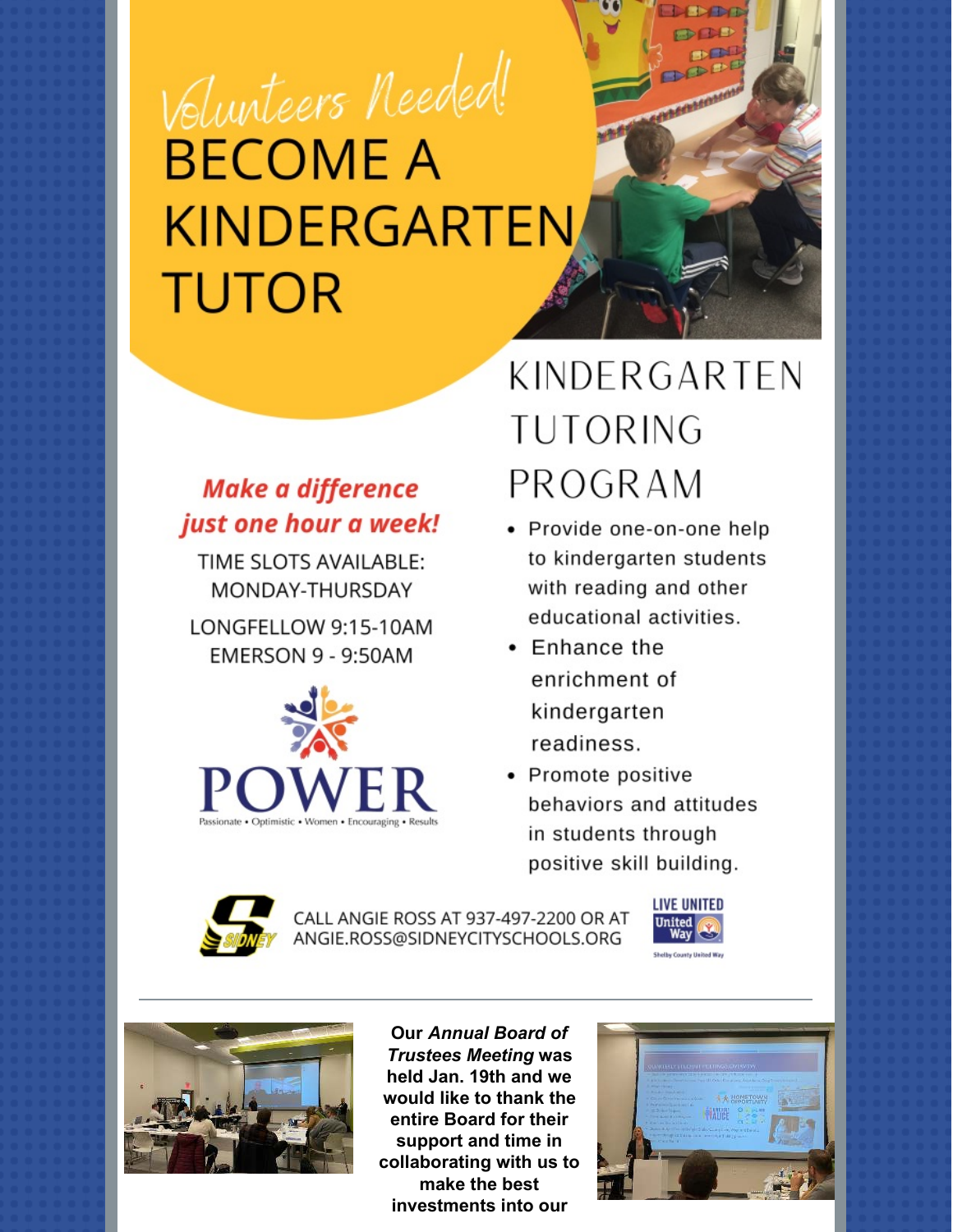*Volunteers Needed!*

# BECOME A KINDERGARTEN TUTOR

## KINDERGARTEN TUTORING PROGRAM

***Make a difference just one hour a week!***

TIME SLOTS AVAILABLE:
MONDAY-THURSDAY

LONGFELLOW 9:15-10AM
EMERSON 9 - 9:50AM

POWER
Passionate • Optimistic • Women • Encouraging • Results

- Provide one-on-one help to kindergarten students with reading and other educational activities.
- Enhance the enrichment of kindergarten readiness.
- Promote positive behaviors and attitudes in students through positive skill building.

CALL ANGIE ROSS AT 937-497-2200 OR AT ANGIE.ROSS@SIDNEYCITYSCHOOLS.ORG

LIVE UNITED
United Way
Shelby County United Way

---

**Our *Annual Board of Trustees Meeting* was held Jan. 19th and we would like to thank the entire Board for their support and time in collaborating with us to make the best investments into our**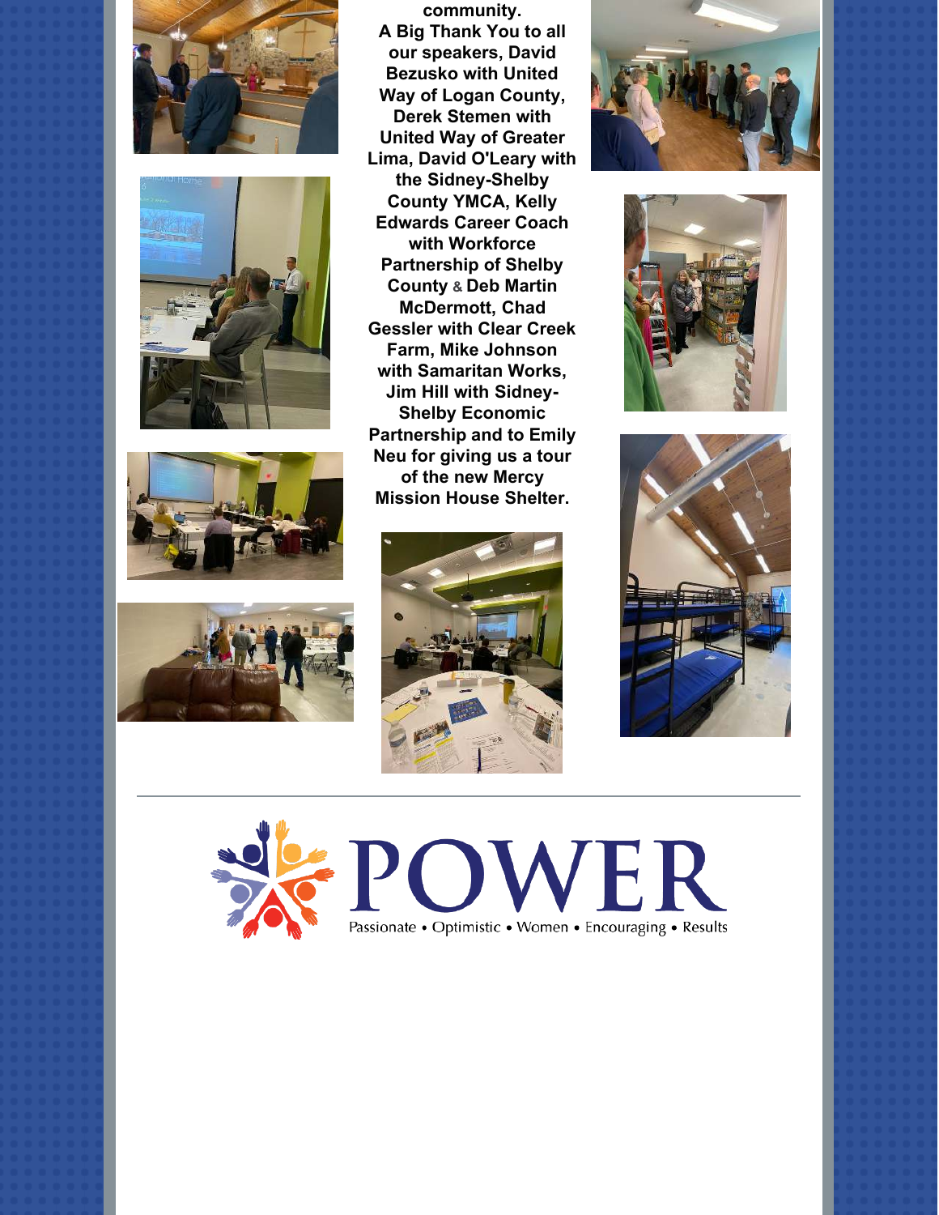**community.**

**A Big Thank You to all our speakers, David Bezusko with United Way of Logan County, Derek Stemen with United Way of Greater Lima, David O'Leary with the Sidney-Shelby County YMCA, Kelly Edwards Career Coach with Workforce Partnership of Shelby County & Deb Martin McDermott, Chad Gessler with Clear Creek Farm, Mike Johnson with Samaritan Works, Jim Hill with Sidney-Shelby Economic Partnership and to Emily Neu for giving us a tour of the new Mercy Mission House Shelter.**

---

POWER

Passionate • Optimistic • Women • Encouraging • Results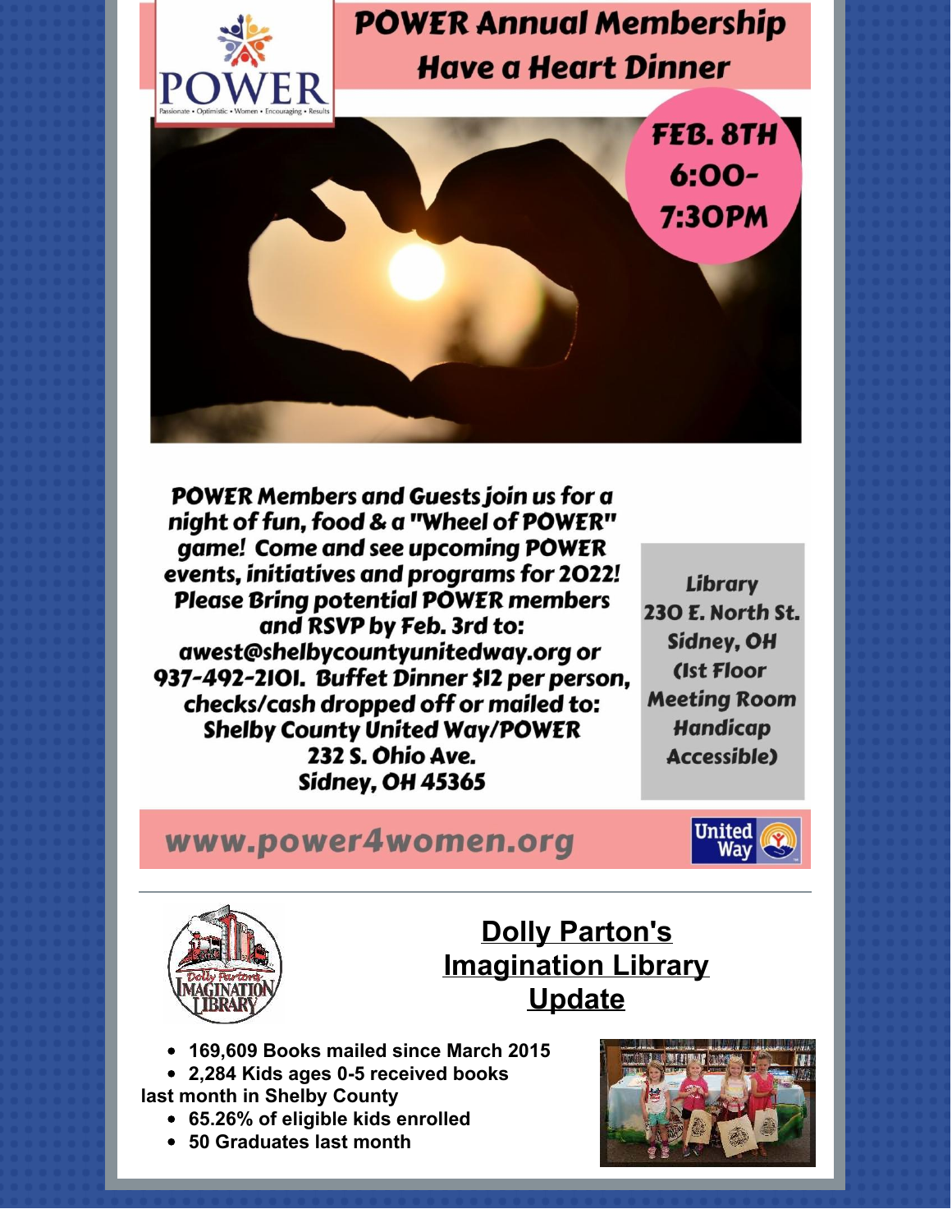# POWER Annual Membership Have a Heart Dinner

POWER

Passionate • Optimistic • Women • Encouraging • Results

**FEB. 8TH 6:00-7:30PM**

**POWER Members and Guests join us for a night of fun, food & a "Wheel of POWER" game! Come and see upcoming POWER events, initiatives and programs for 2022! Please Bring potential POWER members and RSVP by Feb. 3rd to: awest@shelbycountyunitedway.org or 937-492-2101. Buffet Dinner $12 per person, checks/cash dropped off or mailed to: Shelby County United Way/POWER 232 S. Ohio Ave. Sidney, OH 45365**

**Library 230 E. North St. Sidney, OH (1st Floor Meeting Room Handicap Accessible)**

**www.power4women.org**

United Way

## Dolly Parton's Imagination Library Update

- **169,609 Books mailed since March 2015**
- **2,284 Kids ages 0-5 received books last month in Shelby County**
- **65.26% of eligible kids enrolled**
- **50 Graduates last month**